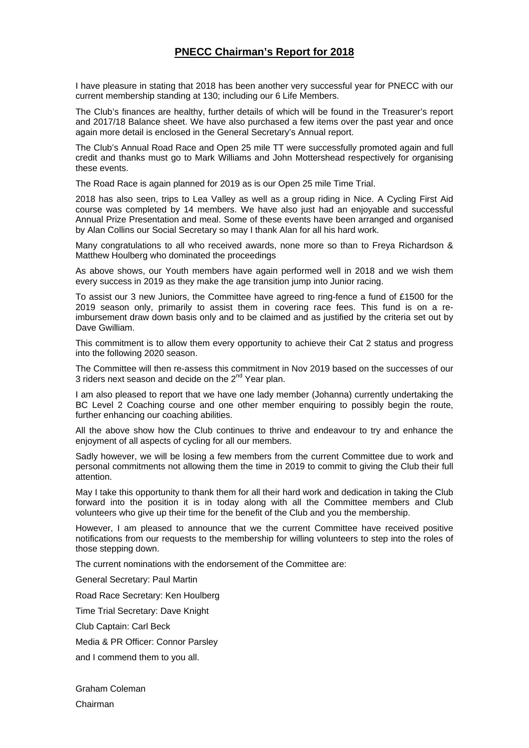# PNECC Chairman's Report for 2018

I have pleasure in stating that 2018 has been another very successful year for PNECC with our current membership standing at 130; including our 6 Life Members.

The Club's finances are healthy, further details of which will be found in the Treasurer's report and 2017/18 Balance sheet. We have also purchased a few items over the past year and once again more detail is enclosed in the General Secretary's Annual report.

The Club's Annual Road Race and Open 25 mile TT were successfully promoted again and full credit and thanks must go to Mark Williams and John Mottershead respectively for organising these events.

The Road Race is again planned for 2019 as is our Open 25 mile Time Trial.

2018 has also seen, trips to Lea Valley as well as a group riding in Nice. A Cycling First Aid course was completed by 14 members. We have also just had an enjoyable and successful Annual Prize Presentation and meal. Some of these events have been arranged and organised by Alan Collins our Social Secretary so may I thank Alan for all his hard work.

Many congratulations to all who received awards, none more so than to Freya Richardson & Matthew Houlberg who dominated the proceedings

As above shows, our Youth members have again performed well in 2018 and we wish them every success in 2019 as they make the age transition jump into Junior racing.

To assist our 3 new Juniors, the Committee have agreed to ring-fence a fund of £1500 for the 2019 season only, primarily to assist them in covering race fees. This fund is on a re-imbursement draw down basis only and to be claimed and as justified by the criteria set out by Dave Gwilliam.

This commitment is to allow them every opportunity to achieve their Cat 2 status and progress into the following 2020 season.

The Committee will then re-assess this commitment in Nov 2019 based on the successes of our 3 riders next season and decide on the 2nd Year plan.

I am also pleased to report that we have one lady member (Johanna) currently undertaking the BC Level 2 Coaching course and one other member enquiring to possibly begin the route, further enhancing our coaching abilities.

All the above show how the Club continues to thrive and endeavour to try and enhance the enjoyment of all aspects of cycling for all our members.

Sadly however, we will be losing a few members from the current Committee due to work and personal commitments not allowing them the time in 2019 to commit to giving the Club their full attention.

May I take this opportunity to thank them for all their hard work and dedication in taking the Club forward into the position it is in today along with all the Committee members and Club volunteers who give up their time for the benefit of the Club and you the membership.

However, I am pleased to announce that we the current Committee have received positive notifications from our requests to the membership for willing volunteers to step into the roles of those stepping down.

The current nominations with the endorsement of the Committee are:

General Secretary: Paul Martin

Road Race Secretary: Ken Houlberg

Time Trial Secretary: Dave Knight

Club Captain: Carl Beck

Media & PR Officer: Connor Parsley

and I commend them to you all.

Graham Coleman

Chairman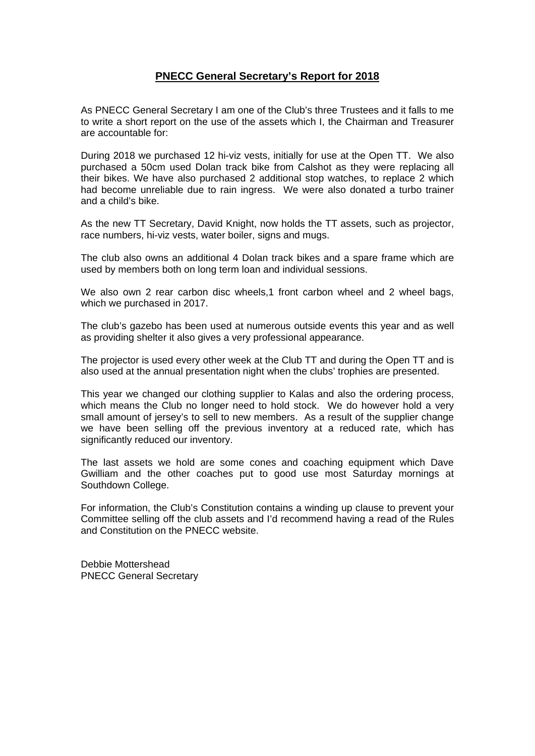# **PNECC General Secretary's Report for 2018**

As PNECC General Secretary I am one of the Club's three Trustees and it falls to me to write a short report on the use of the assets which I, the Chairman and Treasurer are accountable for:

During 2018 we purchased 12 hi-viz vests, initially for use at the Open TT. We also purchased a 50cm used Dolan track bike from Calshot as they were replacing all their bikes. We have also purchased 2 additional stop watches, to replace 2 which had become unreliable due to rain ingress. We were also donated a turbo trainer and a child's bike.

As the new TT Secretary, David Knight, now holds the TT assets, such as projector, race numbers, hi-viz vests, water boiler, signs and mugs.

The club also owns an additional 4 Dolan track bikes and a spare frame which are used by members both on long term loan and individual sessions.

We also own 2 rear carbon disc wheels,1 front carbon wheel and 2 wheel bags, which we purchased in 2017.

The club's gazebo has been used at numerous outside events this year and as well as providing shelter it also gives a very professional appearance.

The projector is used every other week at the Club TT and during the Open TT and is also used at the annual presentation night when the clubs' trophies are presented.

This year we changed our clothing supplier to Kalas and also the ordering process, which means the Club no longer need to hold stock. We do however hold a very small amount of jersey's to sell to new members. As a result of the supplier change we have been selling off the previous inventory at a reduced rate, which has significantly reduced our inventory.

The last assets we hold are some cones and coaching equipment which Dave Gwilliam and the other coaches put to good use most Saturday mornings at Southdown College.

For information, the Club's Constitution contains a winding up clause to prevent your Committee selling off the club assets and I'd recommend having a read of the Rules and Constitution on the PNECC website.

Debbie Mottershead
PNECC General Secretary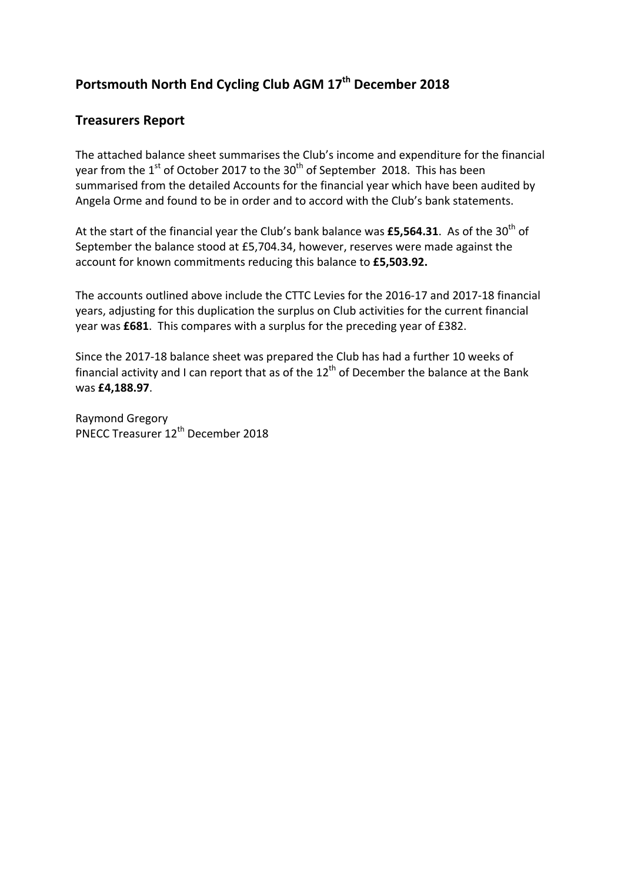## Portsmouth North End Cycling Club AGM 17th December 2018

### Treasurers Report

The attached balance sheet summarises the Club's income and expenditure for the financial year from the 1st of October 2017 to the 30th of September 2018. This has been summarised from the detailed Accounts for the financial year which have been audited by Angela Orme and found to be in order and to accord with the Club's bank statements.

At the start of the financial year the Club's bank balance was **£5,564.31**. As of the 30th of September the balance stood at £5,704.34, however, reserves were made against the account for known commitments reducing this balance to **£5,503.92.**

The accounts outlined above include the CTTC Levies for the 2016-17 and 2017-18 financial years, adjusting for this duplication the surplus on Club activities for the current financial year was **£681**. This compares with a surplus for the preceding year of £382.

Since the 2017-18 balance sheet was prepared the Club has had a further 10 weeks of financial activity and I can report that as of the 12th of December the balance at the Bank was **£4,188.97**.

Raymond Gregory
PNECC Treasurer 12th December 2018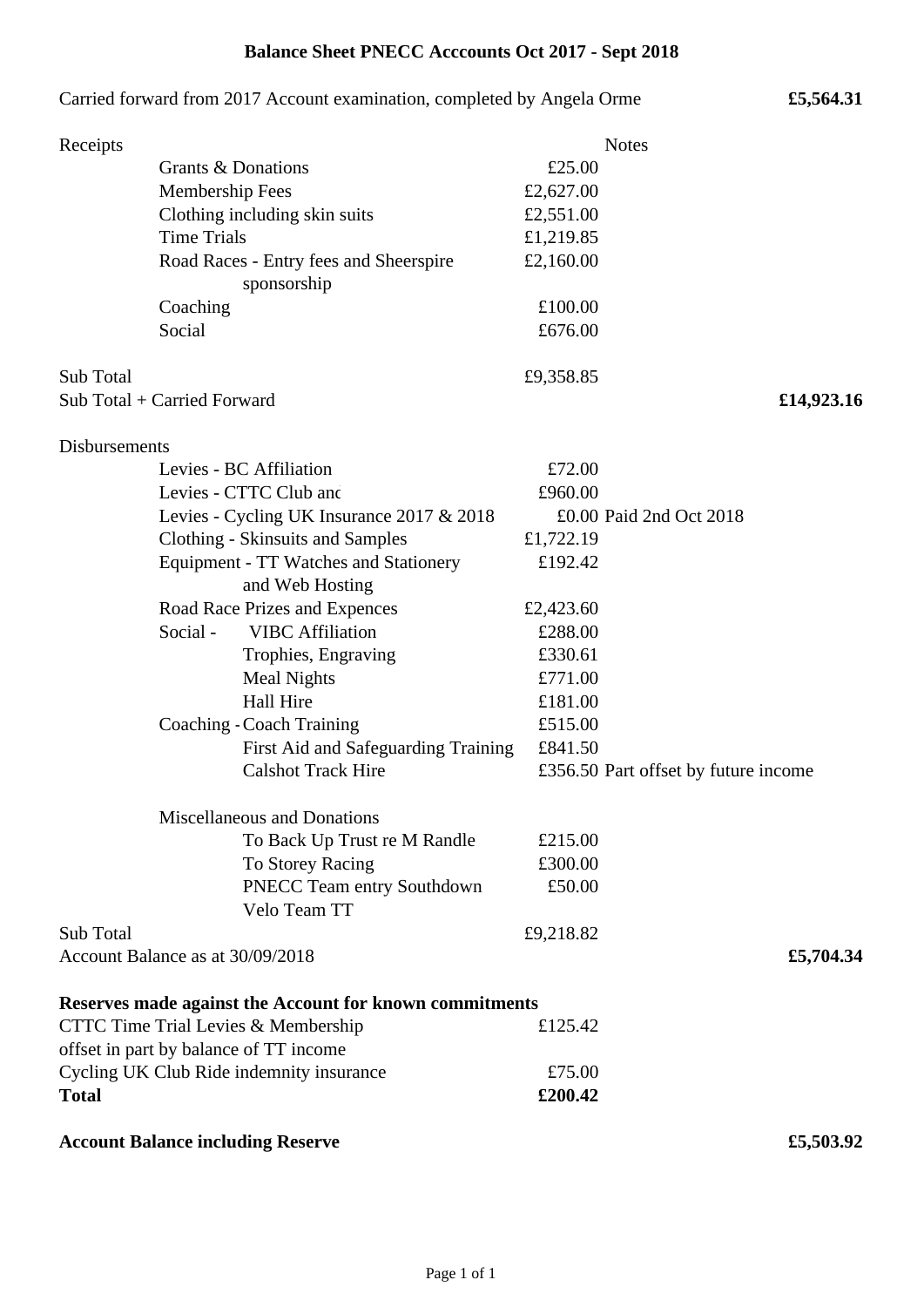# Balance Sheet PNECC Acccounts Oct 2017 - Sept 2018

| | | | | |
|---|---|---|---|---|
| Carried forward from 2017 Account examination, completed by Angela Orme | | | | **£5,564.31** |
| Receipts | | | Notes | |
| | Grants & Donations | £25.00 | | |
| | Membership Fees | £2,627.00 | | |
| | Clothing including skin suits | £2,551.00 | | |
| | Time Trials | £1,219.85 | | |
| | Road Races - Entry fees and Sheerspire sponsorship | £2,160.00 | | |
| | Coaching | £100.00 | | |
| | Social | £676.00 | | |
| Sub Total | | £9,358.85 | | |
| Sub Total + Carried Forward | | | | **£14,923.16** |
| Disbursements | | | | |
| | Levies - BC Affiliation | £72.00 | | |
| | Levies - CTTC Club and | £960.00 | | |
| | Levies - Cycling UK Insurance 2017 & 2018 | £0.00 | Paid 2nd Oct 2018 | |
| | Clothing - Skinsuits and Samples | £1,722.19 | | |
| | Equipment - TT Watches and Stationery and Web Hosting | £192.42 | | |
| | Road Race Prizes and Expences | £2,423.60 | | |
| | Social - VIBC Affiliation | £288.00 | | |
| | Trophies, Engraving | £330.61 | | |
| | Meal Nights | £771.00 | | |
| | Hall Hire | £181.00 | | |
| | Coaching - Coach Training | £515.00 | | |
| | First Aid and Safeguarding Training | £841.50 | | |
| | Calshot Track Hire | £356.50 | Part offset by future income | |
| | Miscellaneous and Donations | | | |
| | To Back Up Trust re M Randle | £215.00 | | |
| | To Storey Racing | £300.00 | | |
| | PNECC Team entry Southdown Velo Team TT | £50.00 | | |
| Sub Total | | £9,218.82 | | |
| Account Balance as at 30/09/2018 | | | | **£5,704.34** |
| **Reserves made against the Account for known commitments** | | | | |
| CTTC Time Trial Levies & Membership offset in part by balance of TT income | | £125.42 | | |
| Cycling UK Club Ride indemnity insurance | | £75.00 | | |
| **Total** | | **£200.42** | | |
| **Account Balance including Reserve** | | | | **£5,503.92** |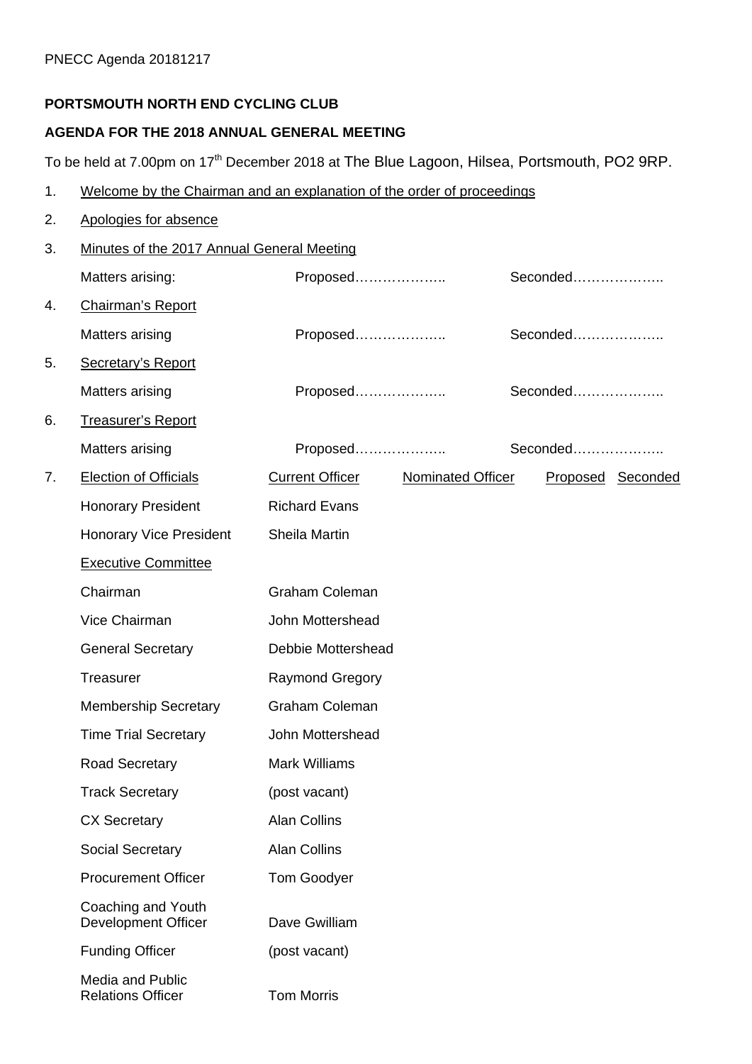PNECC Agenda 20181217

**PORTSMOUTH NORTH END CYCLING CLUB**

**AGENDA FOR THE 2018 ANNUAL GENERAL MEETING**

To be held at 7.00pm on 17th December 2018 at The Blue Lagoon, Hilsea, Portsmouth, PO2 9RP.

1. Welcome by the Chairman and an explanation of the order of proceedings
2. Apologies for absence
3. Minutes of the 2017 Annual General Meeting

   Matters arising: Proposed……………….. Seconded………………..
4. Chairman's Report

   Matters arising Proposed……………….. Seconded………………..
5. Secretary's Report

   Matters arising Proposed……………….. Seconded………………..
6. Treasurer's Report

   Matters arising Proposed……………….. Seconded………………..
7. Election of Officials

| Election of Officials | Current Officer | Nominated Officer | Proposed | Seconded |
|---|---|---|---|---|
| Honorary President | Richard Evans | | | |
| Honorary Vice President | Sheila Martin | | | |
| Executive Committee | | | | |
| Chairman | Graham Coleman | | | |
| Vice Chairman | John Mottershead | | | |
| General Secretary | Debbie Mottershead | | | |
| Treasurer | Raymond Gregory | | | |
| Membership Secretary | Graham Coleman | | | |
| Time Trial Secretary | John Mottershead | | | |
| Road Secretary | Mark Williams | | | |
| Track Secretary | (post vacant) | | | |
| CX Secretary | Alan Collins | | | |
| Social Secretary | Alan Collins | | | |
| Procurement Officer | Tom Goodyer | | | |
| Coaching and Youth Development Officer | Dave Gwilliam | | | |
| Funding Officer | (post vacant) | | | |
| Media and Public Relations Officer | Tom Morris | | | |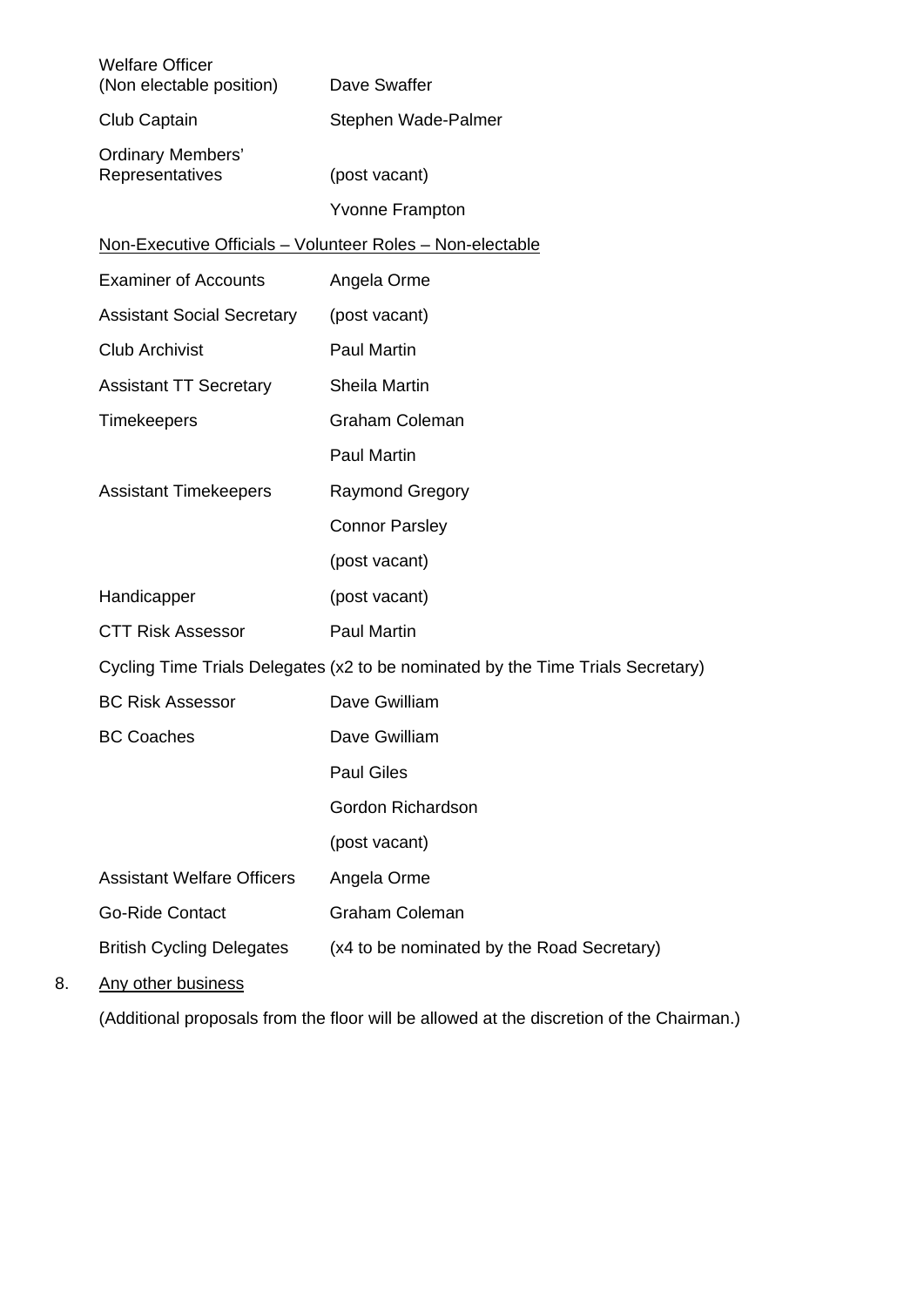| | |
|---|---|
| Welfare Officer (Non electable position) | Dave Swaffer |
| Club Captain | Stephen Wade-Palmer |
| Ordinary Members' Representatives | (post vacant) |
| | Yvonne Frampton |

<u>Non-Executive Officials – Volunteer Roles – Non-electable</u>

| | |
|---|---|
| Examiner of Accounts | Angela Orme |
| Assistant Social Secretary | (post vacant) |
| Club Archivist | Paul Martin |
| Assistant TT Secretary | Sheila Martin |
| Timekeepers | Graham Coleman |
| | Paul Martin |
| Assistant Timekeepers | Raymond Gregory |
| | Connor Parsley |
| | (post vacant) |
| Handicapper | (post vacant) |
| CTT Risk Assessor | Paul Martin |

Cycling Time Trials Delegates (x2 to be nominated by the Time Trials Secretary)

| | |
|---|---|
| BC Risk Assessor | Dave Gwilliam |
| BC Coaches | Dave Gwilliam |
| | Paul Giles |
| | Gordon Richardson |
| | (post vacant) |
| Assistant Welfare Officers | Angela Orme |
| Go-Ride Contact | Graham Coleman |
| British Cycling Delegates | (x4 to be nominated by the Road Secretary) |

8. <u>Any other business</u>

   (Additional proposals from the floor will be allowed at the discretion of the Chairman.)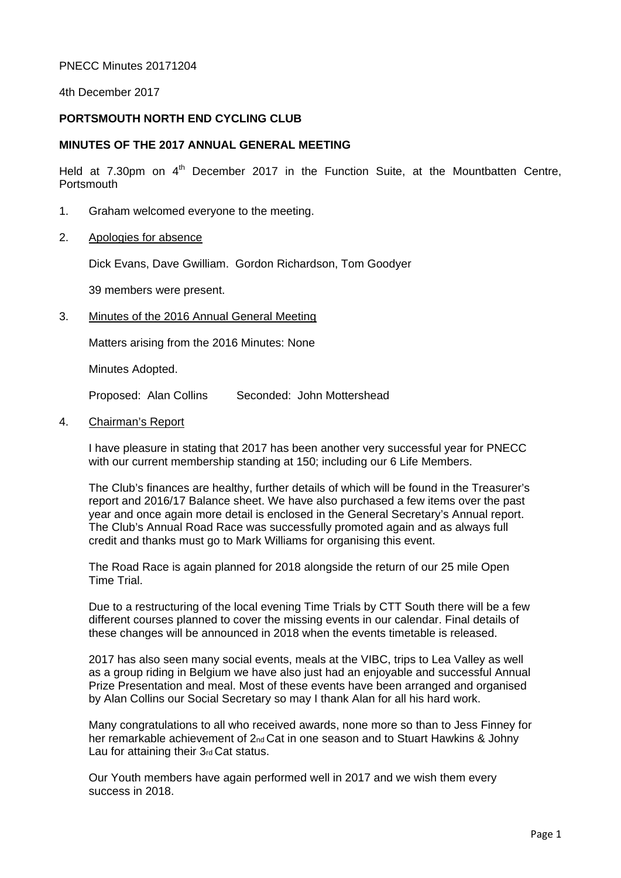PNECC Minutes 20171204

4th December 2017

**PORTSMOUTH NORTH END CYCLING CLUB**

**MINUTES OF THE 2017 ANNUAL GENERAL MEETING**

Held at 7.30pm on 4th December 2017 in the Function Suite, at the Mountbatten Centre, Portsmouth

1. Graham welcomed everyone to the meeting.

2. Apologies for absence

   Dick Evans, Dave Gwilliam. Gordon Richardson, Tom Goodyer

   39 members were present.

3. Minutes of the 2016 Annual General Meeting

   Matters arising from the 2016 Minutes: None

   Minutes Adopted.

   Proposed: Alan Collins Seconded: John Mottershead

4. Chairman's Report

   I have pleasure in stating that 2017 has been another very successful year for PNECC with our current membership standing at 150; including our 6 Life Members.

   The Club's finances are healthy, further details of which will be found in the Treasurer's report and 2016/17 Balance sheet. We have also purchased a few items over the past year and once again more detail is enclosed in the General Secretary's Annual report. The Club's Annual Road Race was successfully promoted again and as always full credit and thanks must go to Mark Williams for organising this event.

   The Road Race is again planned for 2018 alongside the return of our 25 mile Open Time Trial.

   Due to a restructuring of the local evening Time Trials by CTT South there will be a few different courses planned to cover the missing events in our calendar. Final details of these changes will be announced in 2018 when the events timetable is released.

   2017 has also seen many social events, meals at the VIBC, trips to Lea Valley as well as a group riding in Belgium we have also just had an enjoyable and successful Annual Prize Presentation and meal. Most of these events have been arranged and organised by Alan Collins our Social Secretary so may I thank Alan for all his hard work.

   Many congratulations to all who received awards, none more so than to Jess Finney for her remarkable achievement of 2nd Cat in one season and to Stuart Hawkins & Johny Lau for attaining their 3rd Cat status.

   Our Youth members have again performed well in 2017 and we wish them every success in 2018.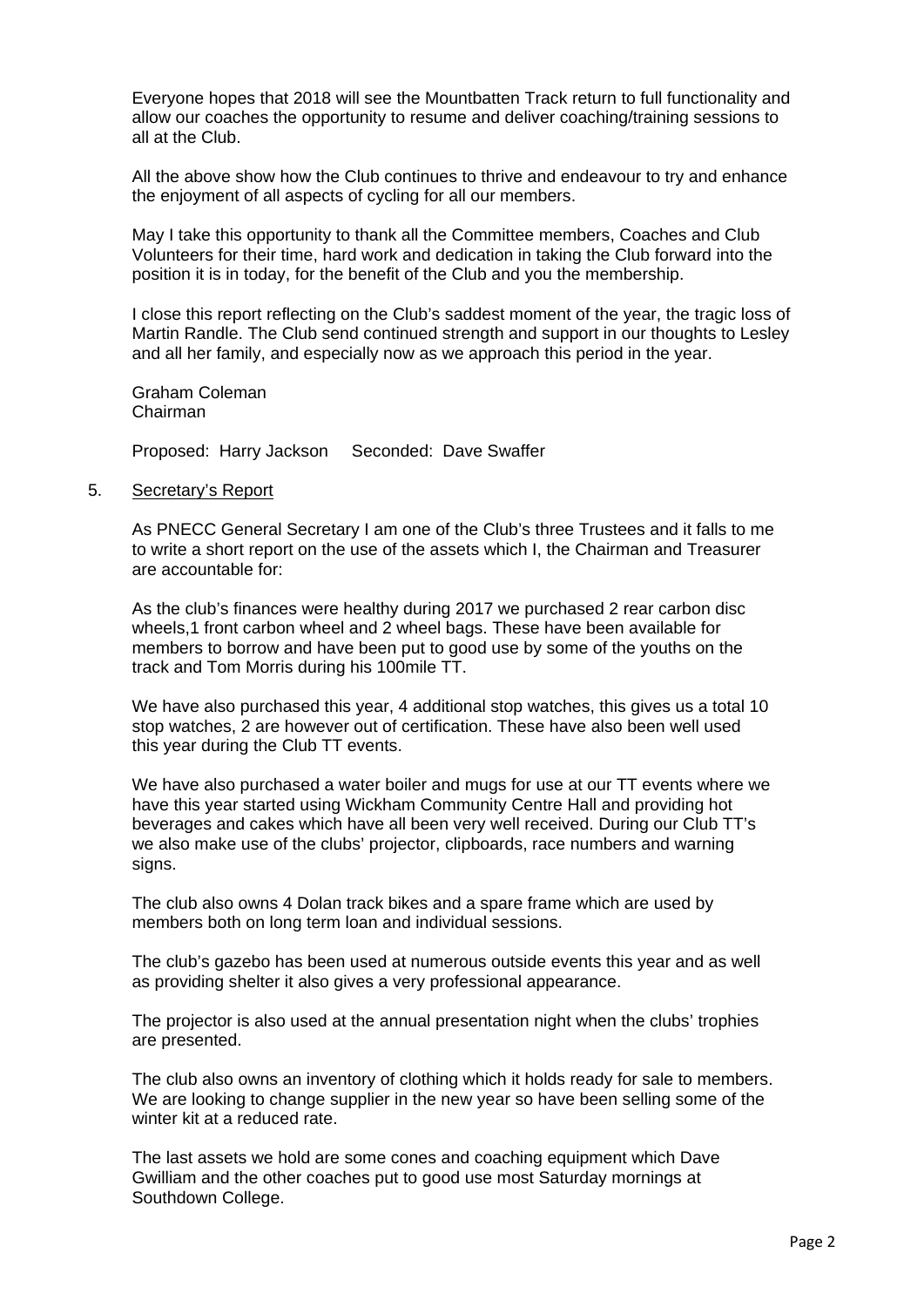Everyone hopes that 2018 will see the Mountbatten Track return to full functionality and allow our coaches the opportunity to resume and deliver coaching/training sessions to all at the Club.

All the above show how the Club continues to thrive and endeavour to try and enhance the enjoyment of all aspects of cycling for all our members.

May I take this opportunity to thank all the Committee members, Coaches and Club Volunteers for their time, hard work and dedication in taking the Club forward into the position it is in today, for the benefit of the Club and you the membership.

I close this report reflecting on the Club's saddest moment of the year, the tragic loss of Martin Randle. The Club send continued strength and support in our thoughts to Lesley and all her family, and especially now as we approach this period in the year.

Graham Coleman
Chairman

Proposed: Harry Jackson  Seconded: Dave Swaffer

5. Secretary's Report

As PNECC General Secretary I am one of the Club's three Trustees and it falls to me to write a short report on the use of the assets which I, the Chairman and Treasurer are accountable for:

As the club's finances were healthy during 2017 we purchased 2 rear carbon disc wheels,1 front carbon wheel and 2 wheel bags. These have been available for members to borrow and have been put to good use by some of the youths on the track and Tom Morris during his 100mile TT.

We have also purchased this year, 4 additional stop watches, this gives us a total 10 stop watches, 2 are however out of certification. These have also been well used this year during the Club TT events.

We have also purchased a water boiler and mugs for use at our TT events where we have this year started using Wickham Community Centre Hall and providing hot beverages and cakes which have all been very well received. During our Club TT's we also make use of the clubs' projector, clipboards, race numbers and warning signs.

The club also owns 4 Dolan track bikes and a spare frame which are used by members both on long term loan and individual sessions.

The club's gazebo has been used at numerous outside events this year and as well as providing shelter it also gives a very professional appearance.

The projector is also used at the annual presentation night when the clubs' trophies are presented.

The club also owns an inventory of clothing which it holds ready for sale to members. We are looking to change supplier in the new year so have been selling some of the winter kit at a reduced rate.

The last assets we hold are some cones and coaching equipment which Dave Gwilliam and the other coaches put to good use most Saturday mornings at Southdown College.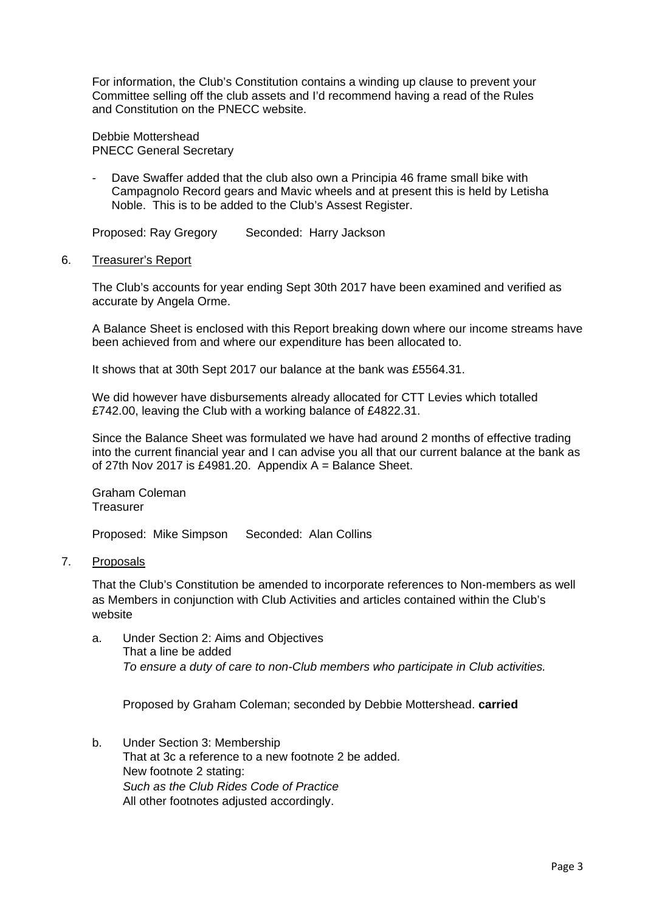For information, the Club's Constitution contains a winding up clause to prevent your Committee selling off the club assets and I'd recommend having a read of the Rules and Constitution on the PNECC website.

Debbie Mottershead
PNECC General Secretary

- Dave Swaffer added that the club also own a Principia 46 frame small bike with Campagnolo Record gears and Mavic wheels and at present this is held by Letisha Noble. This is to be added to the Club's Assest Register.

Proposed: Ray Gregory Seconded: Harry Jackson

6. Treasurer's Report

The Club's accounts for year ending Sept 30th 2017 have been examined and verified as accurate by Angela Orme.

A Balance Sheet is enclosed with this Report breaking down where our income streams have been achieved from and where our expenditure has been allocated to.

It shows that at 30th Sept 2017 our balance at the bank was £5564.31.

We did however have disbursements already allocated for CTT Levies which totalled £742.00, leaving the Club with a working balance of £4822.31.

Since the Balance Sheet was formulated we have had around 2 months of effective trading into the current financial year and I can advise you all that our current balance at the bank as of 27th Nov 2017 is £4981.20. Appendix A = Balance Sheet.

Graham Coleman
Treasurer

Proposed: Mike Simpson Seconded: Alan Collins

7. Proposals

That the Club's Constitution be amended to incorporate references to Non-members as well as Members in conjunction with Club Activities and articles contained within the Club's website

a. Under Section 2: Aims and Objectives
   That a line be added
   *To ensure a duty of care to non-Club members who participate in Club activities.*

   Proposed by Graham Coleman; seconded by Debbie Mottershead. **carried**

b. Under Section 3: Membership
   That at 3c a reference to a new footnote 2 be added.
   New footnote 2 stating:
   *Such as the Club Rides Code of Practice*
   All other footnotes adjusted accordingly.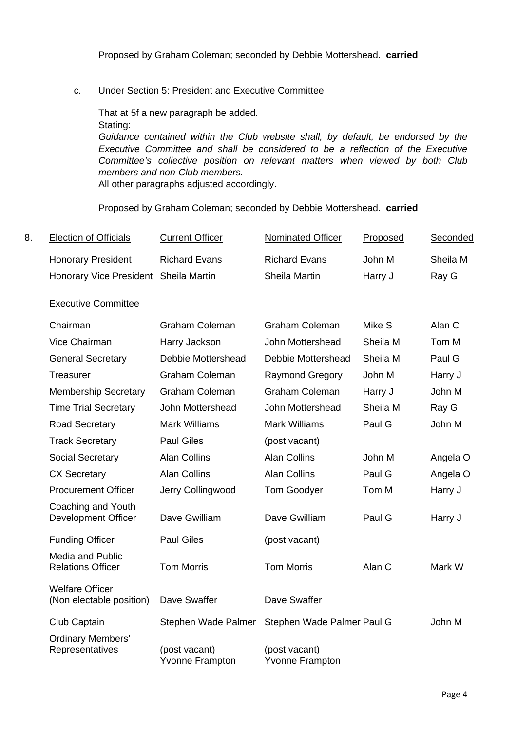Proposed by Graham Coleman; seconded by Debbie Mottershead. **carried**

c. Under Section 5: President and Executive Committee

That at 5f a new paragraph be added.
Stating:
*Guidance contained within the Club website shall, by default, be endorsed by the Executive Committee and shall be considered to be a reflection of the Executive Committee's collective position on relevant matters when viewed by both Club members and non-Club members.*
All other paragraphs adjusted accordingly.

Proposed by Graham Coleman; seconded by Debbie Mottershead. **carried**

8.

| Election of Officials | Current Officer | Nominated Officer | Proposed | Seconded |
|---|---|---|---|---|
| Honorary President | Richard Evans | Richard Evans | John M | Sheila M |
| Honorary Vice President | Sheila Martin | Sheila Martin | Harry J | Ray G |
| Executive Committee | | | | |
| Chairman | Graham Coleman | Graham Coleman | Mike S | Alan C |
| Vice Chairman | Harry Jackson | John Mottershead | Sheila M | Tom M |
| General Secretary | Debbie Mottershead | Debbie Mottershead | Sheila M | Paul G |
| Treasurer | Graham Coleman | Raymond Gregory | John M | Harry J |
| Membership Secretary | Graham Coleman | Graham Coleman | Harry J | John M |
| Time Trial Secretary | John Mottershead | John Mottershead | Sheila M | Ray G |
| Road Secretary | Mark Williams | Mark Williams | Paul G | John M |
| Track Secretary | Paul Giles | (post vacant) | | |
| Social Secretary | Alan Collins | Alan Collins | John M | Angela O |
| CX Secretary | Alan Collins | Alan Collins | Paul G | Angela O |
| Procurement Officer | Jerry Collingwood | Tom Goodyer | Tom M | Harry J |
| Coaching and Youth Development Officer | Dave Gwilliam | Dave Gwilliam | Paul G | Harry J |
| Funding Officer | Paul Giles | (post vacant) | | |
| Media and Public Relations Officer | Tom Morris | Tom Morris | Alan C | Mark W |
| Welfare Officer (Non electable position) | Dave Swaffer | Dave Swaffer | | |
| Club Captain | Stephen Wade Palmer | Stephen Wade Palmer | Paul G | John M |
| Ordinary Members' Representatives | (post vacant) Yvonne Frampton | (post vacant) Yvonne Frampton | | |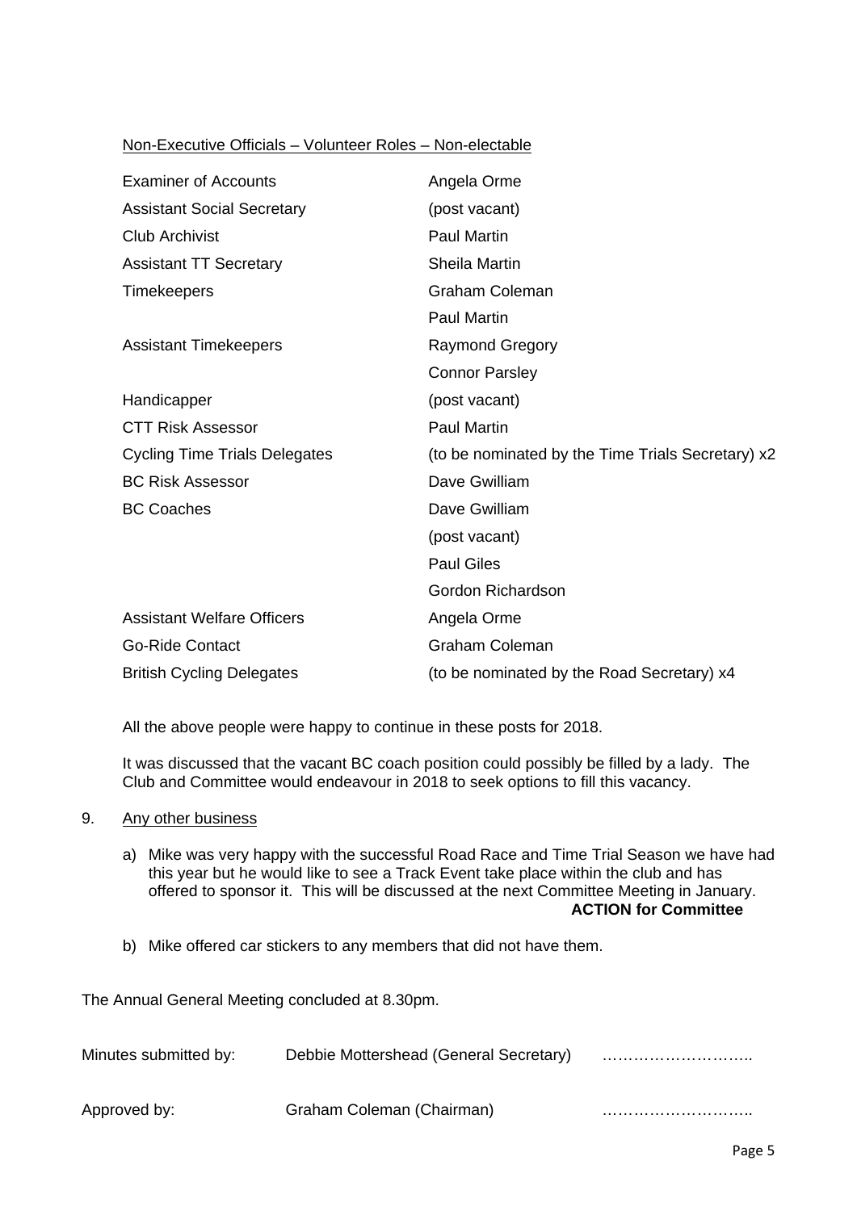Non-Executive Officials – Volunteer Roles – Non-electable

| | |
|---|---|
| Examiner of Accounts | Angela Orme |
| Assistant Social Secretary | (post vacant) |
| Club Archivist | Paul Martin |
| Assistant TT Secretary | Sheila Martin |
| Timekeepers | Graham Coleman |
| | Paul Martin |
| Assistant Timekeepers | Raymond Gregory |
| | Connor Parsley |
| Handicapper | (post vacant) |
| CTT Risk Assessor | Paul Martin |
| Cycling Time Trials Delegates | (to be nominated by the Time Trials Secretary) x2 |
| BC Risk Assessor | Dave Gwilliam |
| BC Coaches | Dave Gwilliam |
| | (post vacant) |
| | Paul Giles |
| | Gordon Richardson |
| Assistant Welfare Officers | Angela Orme |
| Go-Ride Contact | Graham Coleman |
| British Cycling Delegates | (to be nominated by the Road Secretary) x4 |

All the above people were happy to continue in these posts for 2018.

It was discussed that the vacant BC coach position could possibly be filled by a lady. The Club and Committee would endeavour in 2018 to seek options to fill this vacancy.

9. Any other business

a) Mike was very happy with the successful Road Race and Time Trial Season we have had this year but he would like to see a Track Event take place within the club and has offered to sponsor it. This will be discussed at the next Committee Meeting in January. **ACTION for Committee**

b) Mike offered car stickers to any members that did not have them.

The Annual General Meeting concluded at 8.30pm.

| | | |
|---|---|---|
| Minutes submitted by: | Debbie Mottershead (General Secretary) | ……………………….. |
| Approved by: | Graham Coleman (Chairman) | ……………………….. |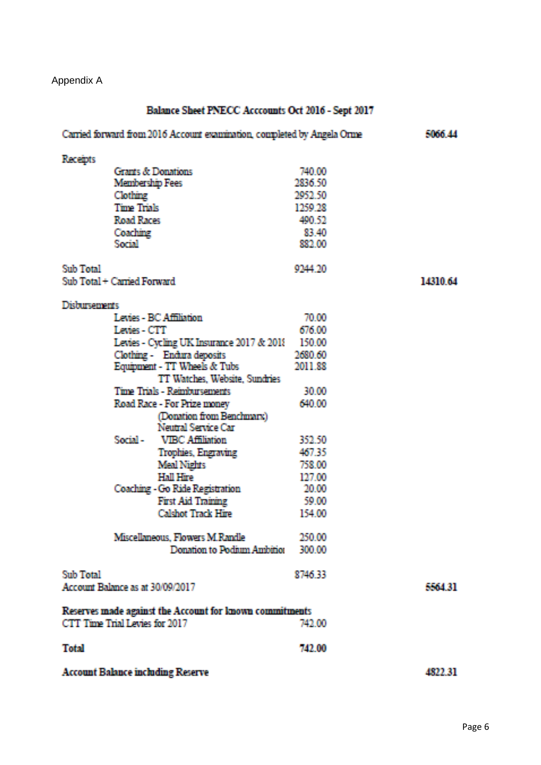Appendix A

## Balance Sheet PNECC Acccounts Oct 2016 - Sept 2017

| | | |
|---|---|---|
| Carried forward from 2016 Account examination, completed by Angela Orme | | 5066.44 |
| **Receipts** | | |
| Grants & Donations | 740.00 | |
| Membership Fees | 2836.50 | |
| Clothing | 2952.50 | |
| Time Trials | 1259.28 | |
| Road Races | 490.52 | |
| Coaching | 83.40 | |
| Social | 882.00 | |
| Sub Total | 9244.20 | |
| Sub Total + Carried Forward | | 14310.64 |
| **Disbursements** | | |
| Levies - BC Affiliation | 70.00 | |
| Levies - CTT | 676.00 | |
| Levies - Cycling UK Insurance 2017 & 201 | 150.00 | |
| Clothing - Endura deposits | 2680.60 | |
| Equipment - TT Wheels & Tubs | 2011.88 | |
| TT Watches, Website, Sundries | | |
| Time Trials - Reimbursements | 30.00 | |
| Road Race - For Prize money | 640.00 | |
| (Donation from Benchmarx) | | |
| Neutral Service Car | | |
| Social - VIBC Affiliation | 352.50 | |
| Trophies, Engraving | 467.35 | |
| Meal Nights | 758.00 | |
| Hall Hire | 127.00 | |
| Coaching - Go Ride Registration | 20.00 | |
| First Aid Training | 59.00 | |
| Calshot Track Hire | 154.00 | |
| Miscellaneous, Flowers M.Randle | 250.00 | |
| Donation to Podium Ambitio | 300.00 | |
| Sub Total | 8746.33 | |
| Account Balance as at 30/09/2017 | | 5564.31 |
| **Reserves made against the Account for known commitments** | | |
| CTT Time Trial Levies for 2017 | 742.00 | |
| **Total** | **742.00** | |
| **Account Balance including Reserve** | | **4822.31** |